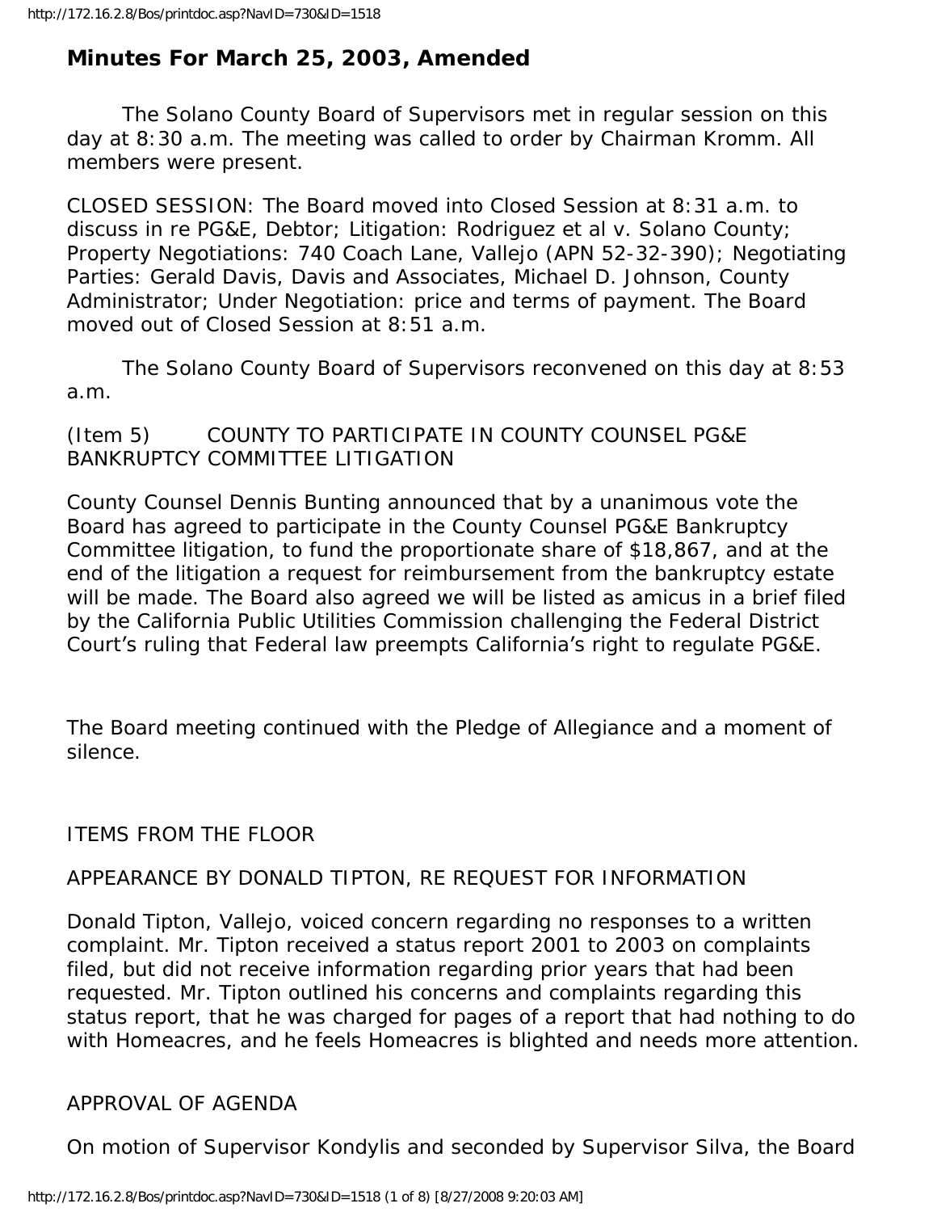# Minutes For March 25, 2003, Amended

The Solano County Board of Supervisors met in regular session on this day at 8:30 a.m. The meeting was called to order by Chairman Kromm. All members were present.

CLOSED SESSION: The Board moved into Closed Session at 8:31 a.m. to discuss in re PG&E, Debtor; Litigation: Rodriguez et al v. Solano County; Property Negotiations: 740 Coach Lane, Vallejo (APN 52-32-390); Negotiating Parties: Gerald Davis, Davis and Associates, Michael D. Johnson, County Administrator; Under Negotiation: price and terms of payment. The Board moved out of Closed Session at 8:51 a.m.

The Solano County Board of Supervisors reconvened on this day at 8:53 a.m.

(Item 5) COUNTY TO PARTICIPATE IN COUNTY COUNSEL PG&E BANKRUPTCY COMMITTEE LITIGATION

County Counsel Dennis Bunting announced that by a unanimous vote the Board has agreed to participate in the County Counsel PG&E Bankruptcy Committee litigation, to fund the proportionate share of $18,867, and at the end of the litigation a request for reimbursement from the bankruptcy estate will be made. The Board also agreed we will be listed as amicus in a brief filed by the California Public Utilities Commission challenging the Federal District Court's ruling that Federal law preempts California's right to regulate PG&E.

The Board meeting continued with the Pledge of Allegiance and a moment of silence.

ITEMS FROM THE FLOOR

APPEARANCE BY DONALD TIPTON, RE REQUEST FOR INFORMATION

Donald Tipton, Vallejo, voiced concern regarding no responses to a written complaint. Mr. Tipton received a status report 2001 to 2003 on complaints filed, but did not receive information regarding prior years that had been requested. Mr. Tipton outlined his concerns and complaints regarding this status report, that he was charged for pages of a report that had nothing to do with Homeacres, and he feels Homeacres is blighted and needs more attention.

APPROVAL OF AGENDA

On motion of Supervisor Kondylis and seconded by Supervisor Silva, the Board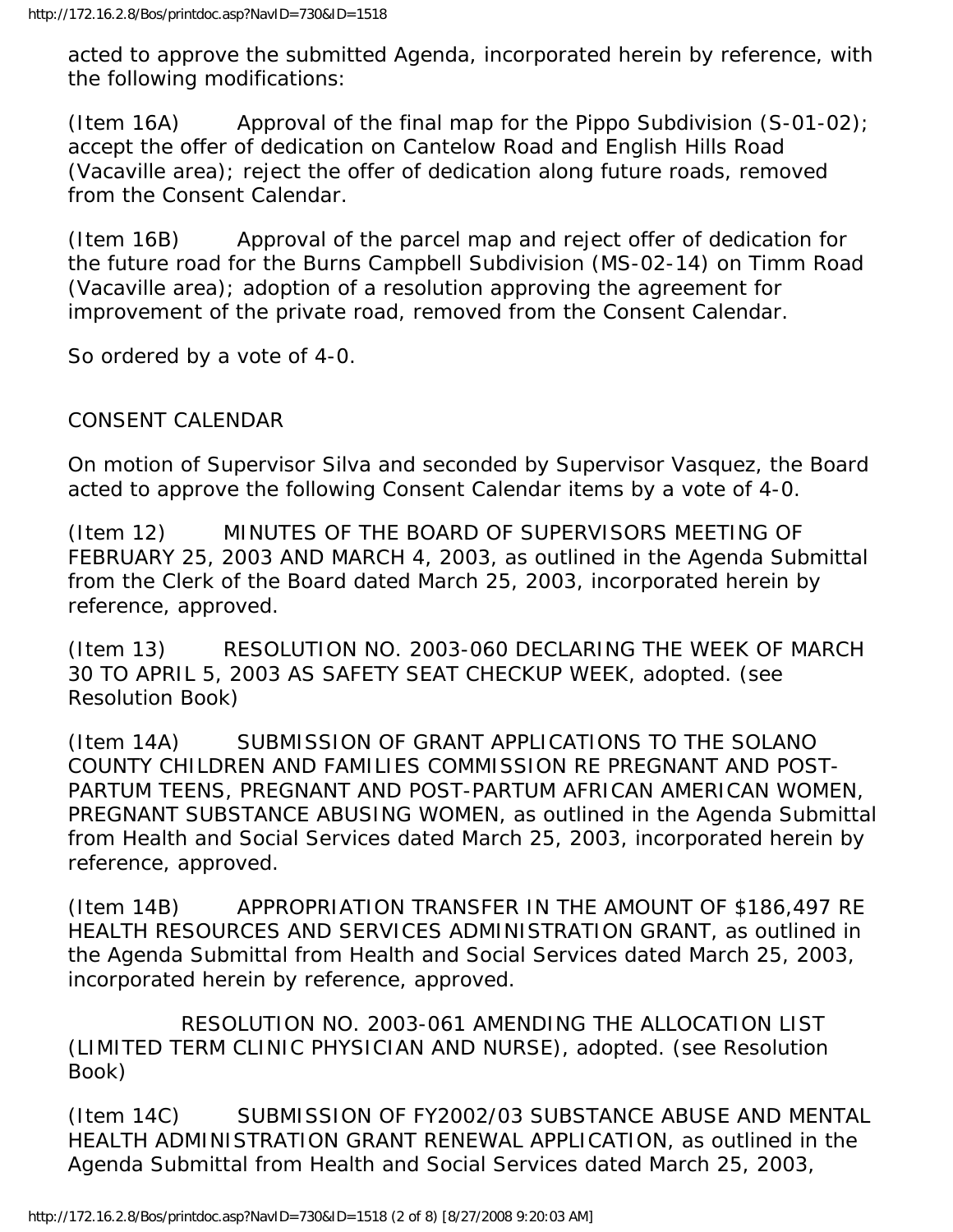acted to approve the submitted Agenda, incorporated herein by reference, with the following modifications:

(Item 16A) Approval of the final map for the Pippo Subdivision (S-01-02); accept the offer of dedication on Cantelow Road and English Hills Road (Vacaville area); reject the offer of dedication along future roads, removed from the Consent Calendar.

(Item 16B) Approval of the parcel map and reject offer of dedication for the future road for the Burns Campbell Subdivision (MS-02-14) on Timm Road (Vacaville area); adoption of a resolution approving the agreement for improvement of the private road, removed from the Consent Calendar.

So ordered by a vote of 4-0.

CONSENT CALENDAR

On motion of Supervisor Silva and seconded by Supervisor Vasquez, the Board acted to approve the following Consent Calendar items by a vote of 4-0.

(Item 12) MINUTES OF THE BOARD OF SUPERVISORS MEETING OF FEBRUARY 25, 2003 AND MARCH 4, 2003, as outlined in the Agenda Submittal from the Clerk of the Board dated March 25, 2003, incorporated herein by reference, approved.

(Item 13) RESOLUTION NO. 2003-060 DECLARING THE WEEK OF MARCH 30 TO APRIL 5, 2003 AS SAFETY SEAT CHECKUP WEEK, adopted. (see Resolution Book)

(Item 14A) SUBMISSION OF GRANT APPLICATIONS TO THE SOLANO COUNTY CHILDREN AND FAMILIES COMMISSION RE PREGNANT AND POST-PARTUM TEENS, PREGNANT AND POST-PARTUM AFRICAN AMERICAN WOMEN, PREGNANT SUBSTANCE ABUSING WOMEN, as outlined in the Agenda Submittal from Health and Social Services dated March 25, 2003, incorporated herein by reference, approved.

(Item 14B) APPROPRIATION TRANSFER IN THE AMOUNT OF $186,497 RE HEALTH RESOURCES AND SERVICES ADMINISTRATION GRANT, as outlined in the Agenda Submittal from Health and Social Services dated March 25, 2003, incorporated herein by reference, approved.

RESOLUTION NO. 2003-061 AMENDING THE ALLOCATION LIST (LIMITED TERM CLINIC PHYSICIAN AND NURSE), adopted. (see Resolution Book)

(Item 14C) SUBMISSION OF FY2002/03 SUBSTANCE ABUSE AND MENTAL HEALTH ADMINISTRATION GRANT RENEWAL APPLICATION, as outlined in the Agenda Submittal from Health and Social Services dated March 25, 2003,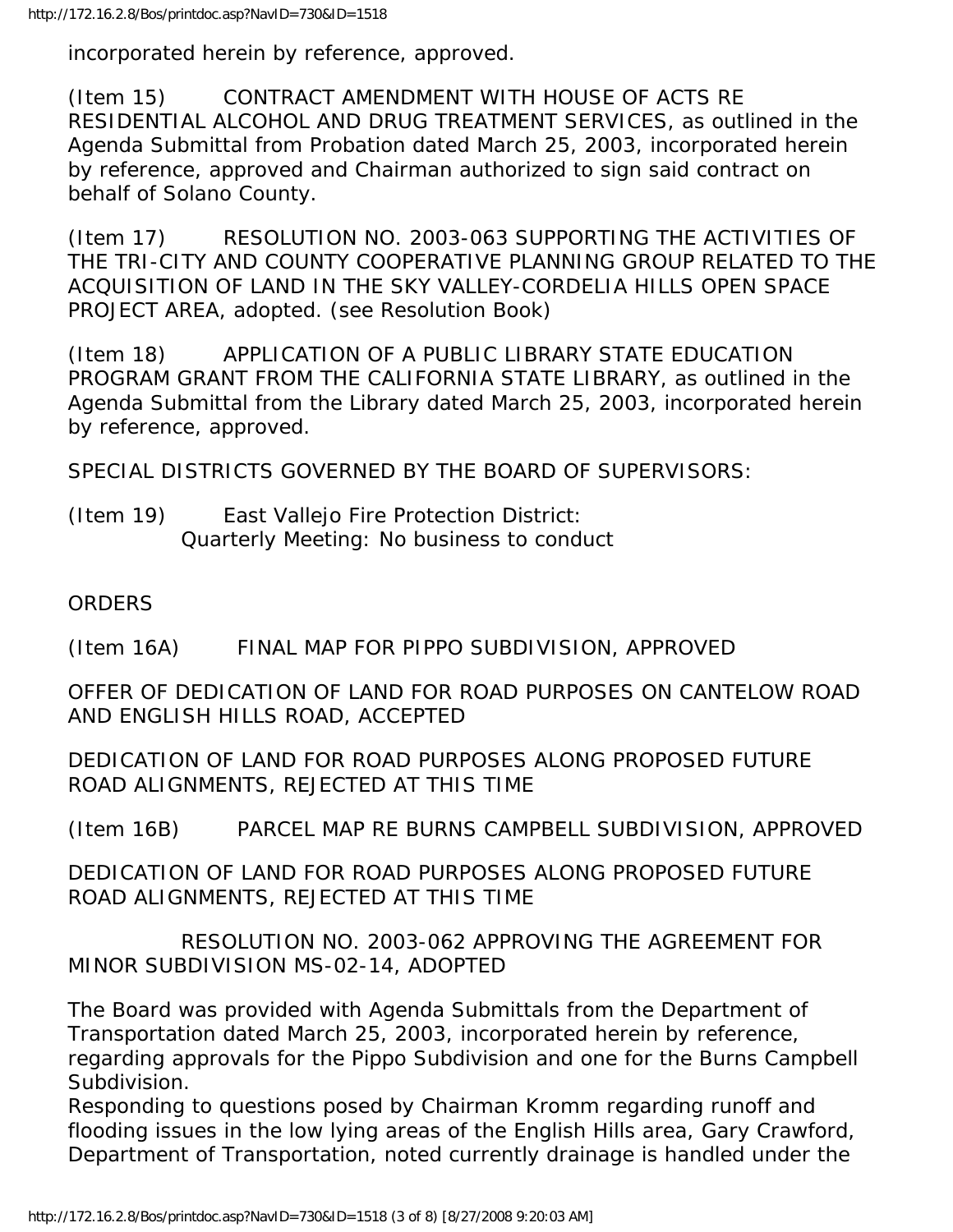incorporated herein by reference, approved.

(Item 15) CONTRACT AMENDMENT WITH HOUSE OF ACTS RE RESIDENTIAL ALCOHOL AND DRUG TREATMENT SERVICES, as outlined in the Agenda Submittal from Probation dated March 25, 2003, incorporated herein by reference, approved and Chairman authorized to sign said contract on behalf of Solano County.

(Item 17) RESOLUTION NO. 2003-063 SUPPORTING THE ACTIVITIES OF THE TRI-CITY AND COUNTY COOPERATIVE PLANNING GROUP RELATED TO THE ACQUISITION OF LAND IN THE SKY VALLEY-CORDELIA HILLS OPEN SPACE PROJECT AREA, adopted. (see Resolution Book)

(Item 18) APPLICATION OF A PUBLIC LIBRARY STATE EDUCATION PROGRAM GRANT FROM THE CALIFORNIA STATE LIBRARY, as outlined in the Agenda Submittal from the Library dated March 25, 2003, incorporated herein by reference, approved.

SPECIAL DISTRICTS GOVERNED BY THE BOARD OF SUPERVISORS:

(Item 19) East Vallejo Fire Protection District:
Quarterly Meeting: No business to conduct

ORDERS

(Item 16A) FINAL MAP FOR PIPPO SUBDIVISION, APPROVED

OFFER OF DEDICATION OF LAND FOR ROAD PURPOSES ON CANTELOW ROAD AND ENGLISH HILLS ROAD, ACCEPTED

DEDICATION OF LAND FOR ROAD PURPOSES ALONG PROPOSED FUTURE ROAD ALIGNMENTS, REJECTED AT THIS TIME

(Item 16B) PARCEL MAP RE BURNS CAMPBELL SUBDIVISION, APPROVED

DEDICATION OF LAND FOR ROAD PURPOSES ALONG PROPOSED FUTURE ROAD ALIGNMENTS, REJECTED AT THIS TIME

RESOLUTION NO. 2003-062 APPROVING THE AGREEMENT FOR MINOR SUBDIVISION MS-02-14, ADOPTED

The Board was provided with Agenda Submittals from the Department of Transportation dated March 25, 2003, incorporated herein by reference, regarding approvals for the Pippo Subdivision and one for the Burns Campbell Subdivision.
Responding to questions posed by Chairman Kromm regarding runoff and flooding issues in the low lying areas of the English Hills area, Gary Crawford, Department of Transportation, noted currently drainage is handled under the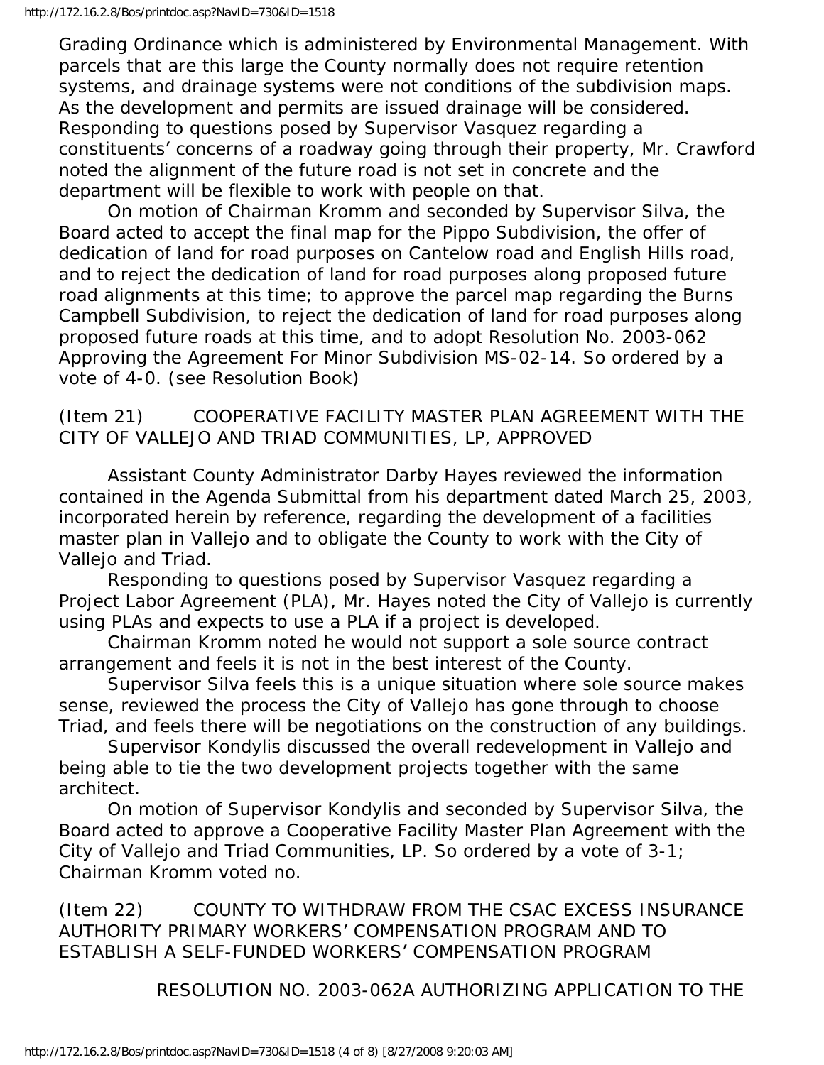Grading Ordinance which is administered by Environmental Management. With parcels that are this large the County normally does not require retention systems, and drainage systems were not conditions of the subdivision maps. As the development and permits are issued drainage will be considered. Responding to questions posed by Supervisor Vasquez regarding a constituents' concerns of a roadway going through their property, Mr. Crawford noted the alignment of the future road is not set in concrete and the department will be flexible to work with people on that.

On motion of Chairman Kromm and seconded by Supervisor Silva, the Board acted to accept the final map for the Pippo Subdivision, the offer of dedication of land for road purposes on Cantelow road and English Hills road, and to reject the dedication of land for road purposes along proposed future road alignments at this time; to approve the parcel map regarding the Burns Campbell Subdivision, to reject the dedication of land for road purposes along proposed future roads at this time, and to adopt Resolution No. 2003-062 Approving the Agreement For Minor Subdivision MS-02-14. So ordered by a vote of 4-0. (see Resolution Book)

(Item 21) COOPERATIVE FACILITY MASTER PLAN AGREEMENT WITH THE CITY OF VALLEJO AND TRIAD COMMUNITIES, LP, APPROVED

Assistant County Administrator Darby Hayes reviewed the information contained in the Agenda Submittal from his department dated March 25, 2003, incorporated herein by reference, regarding the development of a facilities master plan in Vallejo and to obligate the County to work with the City of Vallejo and Triad.

Responding to questions posed by Supervisor Vasquez regarding a Project Labor Agreement (PLA), Mr. Hayes noted the City of Vallejo is currently using PLAs and expects to use a PLA if a project is developed.

Chairman Kromm noted he would not support a sole source contract arrangement and feels it is not in the best interest of the County.

Supervisor Silva feels this is a unique situation where sole source makes sense, reviewed the process the City of Vallejo has gone through to choose Triad, and feels there will be negotiations on the construction of any buildings.

Supervisor Kondylis discussed the overall redevelopment in Vallejo and being able to tie the two development projects together with the same architect.

On motion of Supervisor Kondylis and seconded by Supervisor Silva, the Board acted to approve a Cooperative Facility Master Plan Agreement with the City of Vallejo and Triad Communities, LP. So ordered by a vote of 3-1; Chairman Kromm voted no.

(Item 22) COUNTY TO WITHDRAW FROM THE CSAC EXCESS INSURANCE AUTHORITY PRIMARY WORKERS' COMPENSATION PROGRAM AND TO ESTABLISH A SELF-FUNDED WORKERS' COMPENSATION PROGRAM

RESOLUTION NO. 2003-062A AUTHORIZING APPLICATION TO THE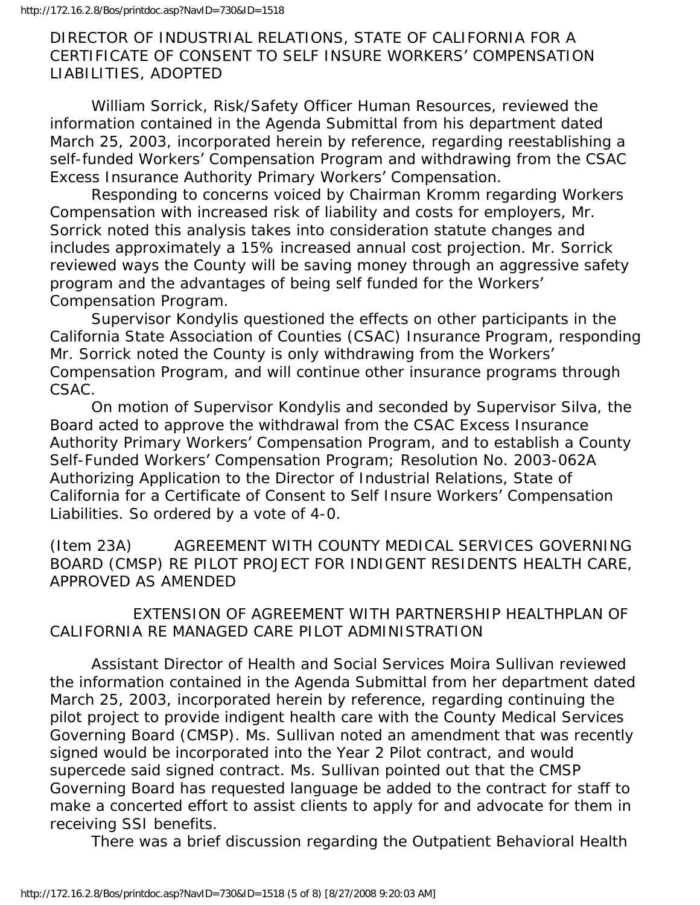DIRECTOR OF INDUSTRIAL RELATIONS, STATE OF CALIFORNIA FOR A CERTIFICATE OF CONSENT TO SELF INSURE WORKERS' COMPENSATION LIABILITIES, ADOPTED

William Sorrick, Risk/Safety Officer Human Resources, reviewed the information contained in the Agenda Submittal from his department dated March 25, 2003, incorporated herein by reference, regarding reestablishing a self-funded Workers' Compensation Program and withdrawing from the CSAC Excess Insurance Authority Primary Workers' Compensation.

Responding to concerns voiced by Chairman Kromm regarding Workers Compensation with increased risk of liability and costs for employers, Mr. Sorrick noted this analysis takes into consideration statute changes and includes approximately a 15% increased annual cost projection. Mr. Sorrick reviewed ways the County will be saving money through an aggressive safety program and the advantages of being self funded for the Workers' Compensation Program.

Supervisor Kondylis questioned the effects on other participants in the California State Association of Counties (CSAC) Insurance Program, responding Mr. Sorrick noted the County is only withdrawing from the Workers' Compensation Program, and will continue other insurance programs through CSAC.

On motion of Supervisor Kondylis and seconded by Supervisor Silva, the Board acted to approve the withdrawal from the CSAC Excess Insurance Authority Primary Workers' Compensation Program, and to establish a County Self-Funded Workers' Compensation Program; Resolution No. 2003-062A Authorizing Application to the Director of Industrial Relations, State of California for a Certificate of Consent to Self Insure Workers' Compensation Liabilities. So ordered by a vote of 4-0.

(Item 23A) AGREEMENT WITH COUNTY MEDICAL SERVICES GOVERNING BOARD (CMSP) RE PILOT PROJECT FOR INDIGENT RESIDENTS HEALTH CARE, APPROVED AS AMENDED

EXTENSION OF AGREEMENT WITH PARTNERSHIP HEALTHPLAN OF CALIFORNIA RE MANAGED CARE PILOT ADMINISTRATION

Assistant Director of Health and Social Services Moira Sullivan reviewed the information contained in the Agenda Submittal from her department dated March 25, 2003, incorporated herein by reference, regarding continuing the pilot project to provide indigent health care with the County Medical Services Governing Board (CMSP). Ms. Sullivan noted an amendment that was recently signed would be incorporated into the Year 2 Pilot contract, and would supercede said signed contract. Ms. Sullivan pointed out that the CMSP Governing Board has requested language be added to the contract for staff to make a concerted effort to assist clients to apply for and advocate for them in receiving SSI benefits.

There was a brief discussion regarding the Outpatient Behavioral Health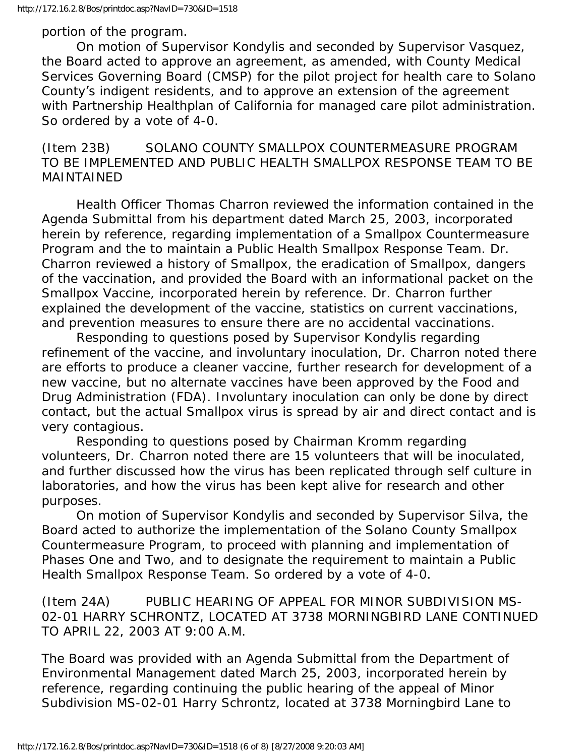portion of the program.

On motion of Supervisor Kondylis and seconded by Supervisor Vasquez, the Board acted to approve an agreement, as amended, with County Medical Services Governing Board (CMSP) for the pilot project for health care to Solano County's indigent residents, and to approve an extension of the agreement with Partnership Healthplan of California for managed care pilot administration. So ordered by a vote of 4-0.

(Item 23B) SOLANO COUNTY SMALLPOX COUNTERMEASURE PROGRAM TO BE IMPLEMENTED AND PUBLIC HEALTH SMALLPOX RESPONSE TEAM TO BE MAINTAINED

Health Officer Thomas Charron reviewed the information contained in the Agenda Submittal from his department dated March 25, 2003, incorporated herein by reference, regarding implementation of a Smallpox Countermeasure Program and the to maintain a Public Health Smallpox Response Team. Dr. Charron reviewed a history of Smallpox, the eradication of Smallpox, dangers of the vaccination, and provided the Board with an informational packet on the Smallpox Vaccine, incorporated herein by reference. Dr. Charron further explained the development of the vaccine, statistics on current vaccinations, and prevention measures to ensure there are no accidental vaccinations.

Responding to questions posed by Supervisor Kondylis regarding refinement of the vaccine, and involuntary inoculation, Dr. Charron noted there are efforts to produce a cleaner vaccine, further research for development of a new vaccine, but no alternate vaccines have been approved by the Food and Drug Administration (FDA). Involuntary inoculation can only be done by direct contact, but the actual Smallpox virus is spread by air and direct contact and is very contagious.

Responding to questions posed by Chairman Kromm regarding volunteers, Dr. Charron noted there are 15 volunteers that will be inoculated, and further discussed how the virus has been replicated through self culture in laboratories, and how the virus has been kept alive for research and other purposes.

On motion of Supervisor Kondylis and seconded by Supervisor Silva, the Board acted to authorize the implementation of the Solano County Smallpox Countermeasure Program, to proceed with planning and implementation of Phases One and Two, and to designate the requirement to maintain a Public Health Smallpox Response Team. So ordered by a vote of 4-0.

(Item 24A) PUBLIC HEARING OF APPEAL FOR MINOR SUBDIVISION MS-02-01 HARRY SCHRONTZ, LOCATED AT 3738 MORNINGBIRD LANE CONTINUED TO APRIL 22, 2003 AT 9:00 A.M.

The Board was provided with an Agenda Submittal from the Department of Environmental Management dated March 25, 2003, incorporated herein by reference, regarding continuing the public hearing of the appeal of Minor Subdivision MS-02-01 Harry Schrontz, located at 3738 Morningbird Lane to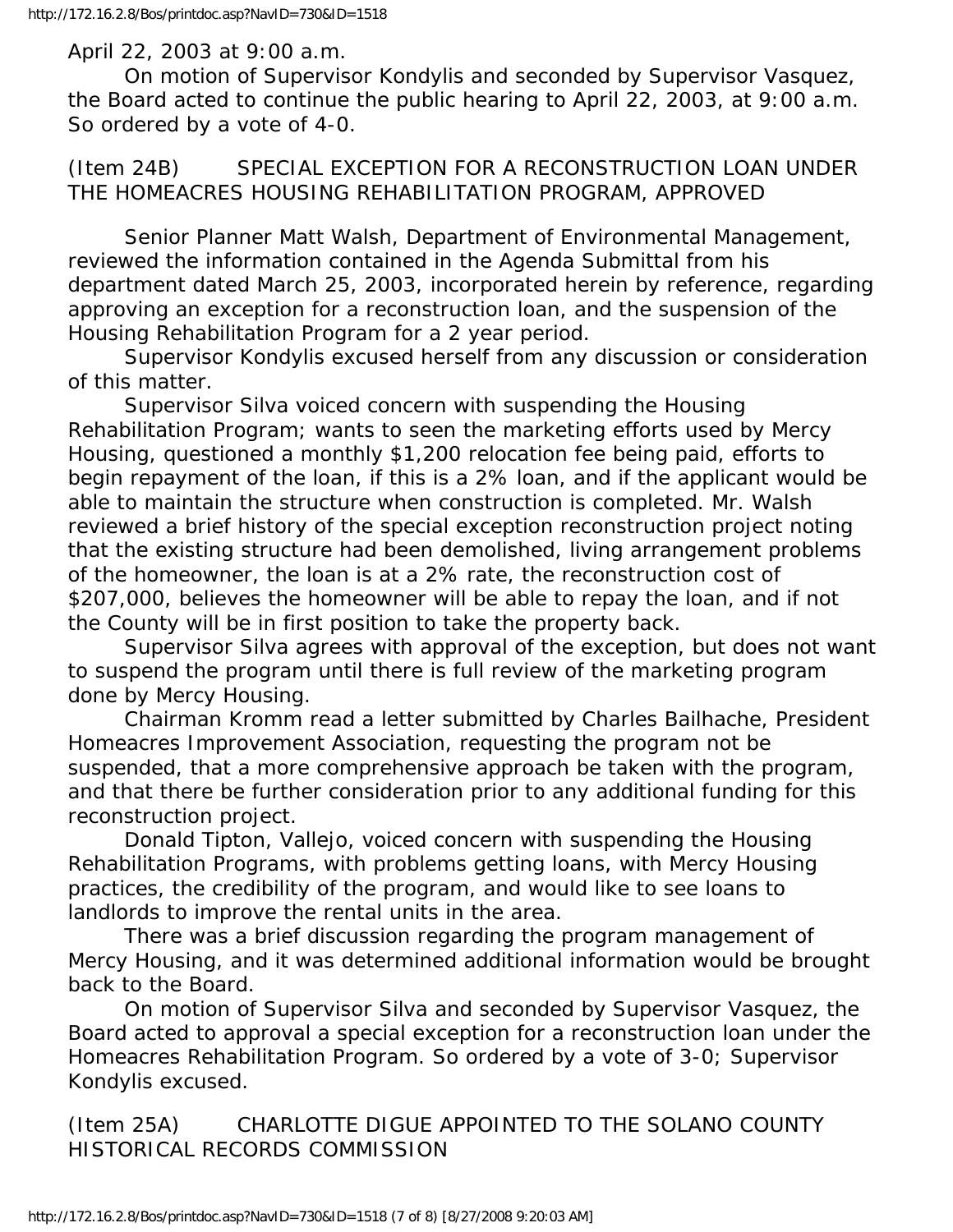April 22, 2003 at 9:00 a.m.

On motion of Supervisor Kondylis and seconded by Supervisor Vasquez, the Board acted to continue the public hearing to April 22, 2003, at 9:00 a.m. So ordered by a vote of 4-0.

(Item 24B) SPECIAL EXCEPTION FOR A RECONSTRUCTION LOAN UNDER THE HOMEACRES HOUSING REHABILITATION PROGRAM, APPROVED

Senior Planner Matt Walsh, Department of Environmental Management, reviewed the information contained in the Agenda Submittal from his department dated March 25, 2003, incorporated herein by reference, regarding approving an exception for a reconstruction loan, and the suspension of the Housing Rehabilitation Program for a 2 year period.

Supervisor Kondylis excused herself from any discussion or consideration of this matter.

Supervisor Silva voiced concern with suspending the Housing Rehabilitation Program; wants to seen the marketing efforts used by Mercy Housing, questioned a monthly $1,200 relocation fee being paid, efforts to begin repayment of the loan, if this is a 2% loan, and if the applicant would be able to maintain the structure when construction is completed. Mr. Walsh reviewed a brief history of the special exception reconstruction project noting that the existing structure had been demolished, living arrangement problems of the homeowner, the loan is at a 2% rate, the reconstruction cost of $207,000, believes the homeowner will be able to repay the loan, and if not the County will be in first position to take the property back.

Supervisor Silva agrees with approval of the exception, but does not want to suspend the program until there is full review of the marketing program done by Mercy Housing.

Chairman Kromm read a letter submitted by Charles Bailhache, President Homeacres Improvement Association, requesting the program not be suspended, that a more comprehensive approach be taken with the program, and that there be further consideration prior to any additional funding for this reconstruction project.

Donald Tipton, Vallejo, voiced concern with suspending the Housing Rehabilitation Programs, with problems getting loans, with Mercy Housing practices, the credibility of the program, and would like to see loans to landlords to improve the rental units in the area.

There was a brief discussion regarding the program management of Mercy Housing, and it was determined additional information would be brought back to the Board.

On motion of Supervisor Silva and seconded by Supervisor Vasquez, the Board acted to approval a special exception for a reconstruction loan under the Homeacres Rehabilitation Program. So ordered by a vote of 3-0; Supervisor Kondylis excused.

(Item 25A) CHARLOTTE DIGUE APPOINTED TO THE SOLANO COUNTY HISTORICAL RECORDS COMMISSION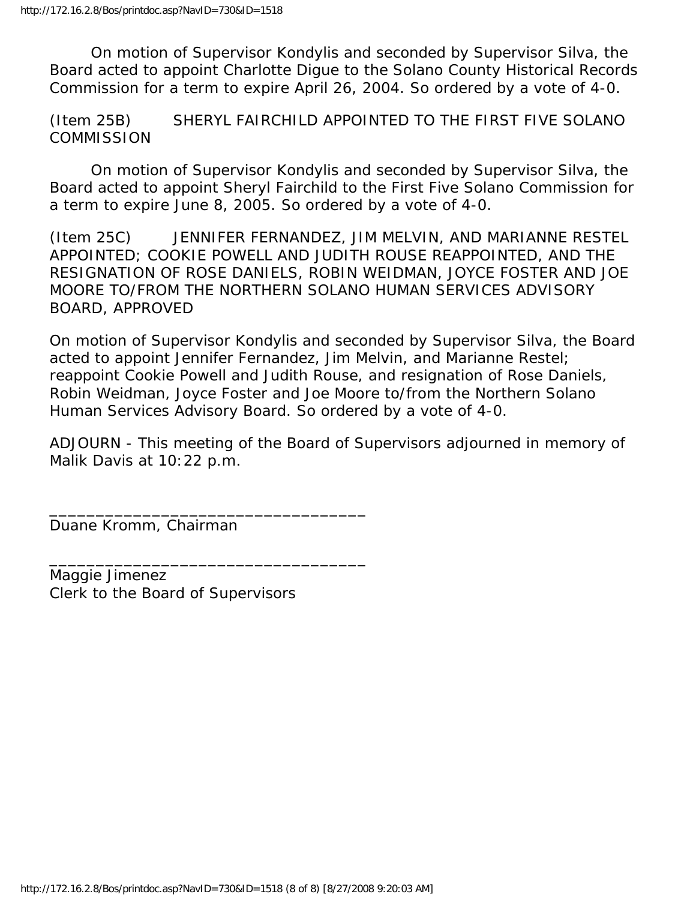On motion of Supervisor Kondylis and seconded by Supervisor Silva, the Board acted to appoint Charlotte Digue to the Solano County Historical Records Commission for a term to expire April 26, 2004. So ordered by a vote of 4-0.

(Item 25B) SHERYL FAIRCHILD APPOINTED TO THE FIRST FIVE SOLANO COMMISSION

On motion of Supervisor Kondylis and seconded by Supervisor Silva, the Board acted to appoint Sheryl Fairchild to the First Five Solano Commission for a term to expire June 8, 2005. So ordered by a vote of 4-0.

(Item 25C) JENNIFER FERNANDEZ, JIM MELVIN, AND MARIANNE RESTEL APPOINTED; COOKIE POWELL AND JUDITH ROUSE REAPPOINTED, AND THE RESIGNATION OF ROSE DANIELS, ROBIN WEIDMAN, JOYCE FOSTER AND JOE MOORE TO/FROM THE NORTHERN SOLANO HUMAN SERVICES ADVISORY BOARD, APPROVED

On motion of Supervisor Kondylis and seconded by Supervisor Silva, the Board acted to appoint Jennifer Fernandez, Jim Melvin, and Marianne Restel; reappoint Cookie Powell and Judith Rouse, and resignation of Rose Daniels, Robin Weidman, Joyce Foster and Joe Moore to/from the Northern Solano Human Services Advisory Board. So ordered by a vote of 4-0.

ADJOURN - This meeting of the Board of Supervisors adjourned in memory of Malik Davis at 10:22 p.m.

__________________________________
Duane Kromm, Chairman

__________________________________
Maggie Jimenez
Clerk to the Board of Supervisors